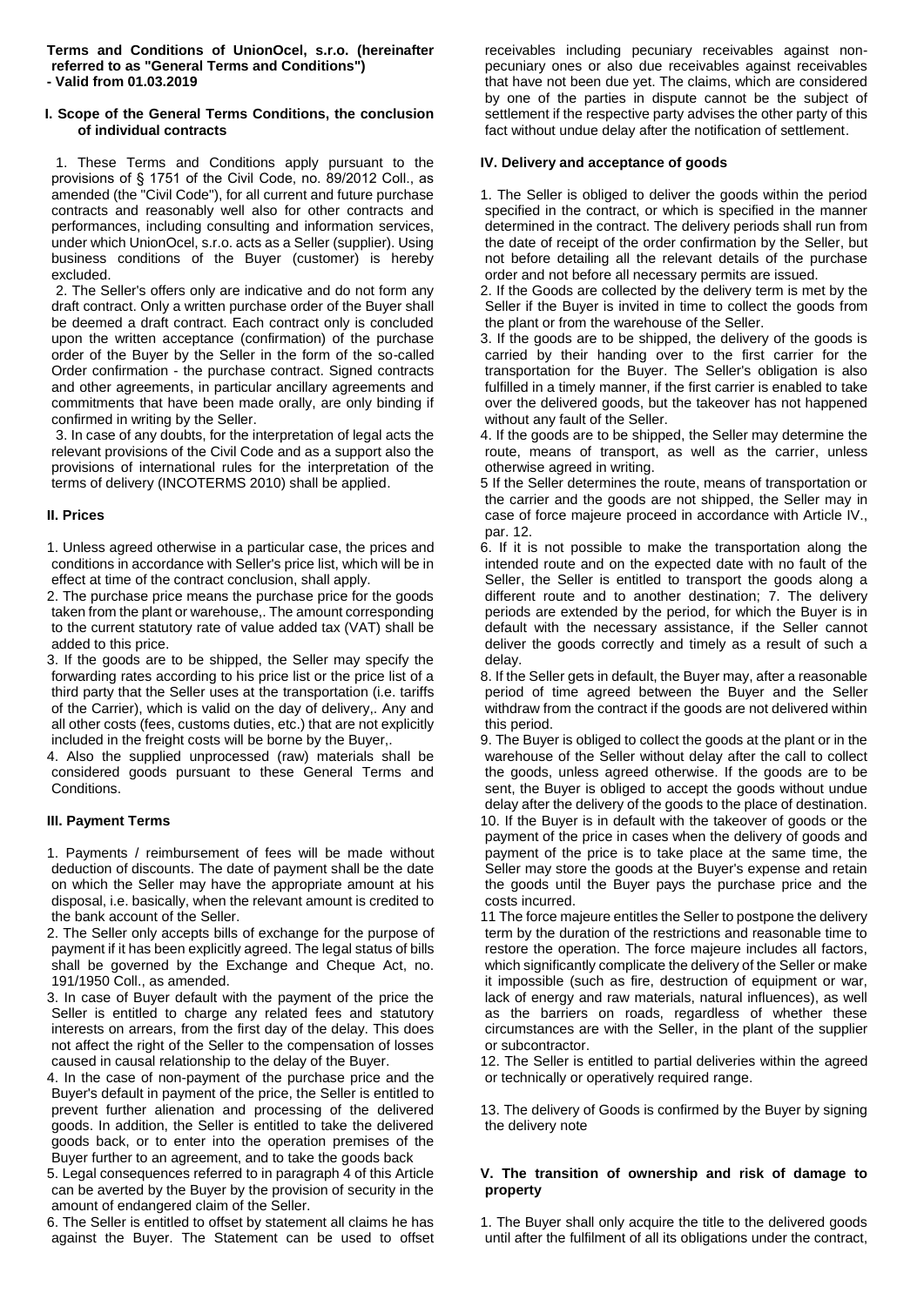**Terms and Conditions of UnionOcel, s.r.o. (hereinafter referred to as "General Terms and Conditions")**
**- Valid from 01.03.2019**

## I. Scope of the General Terms Conditions, the conclusion of individual contracts

1. These Terms and Conditions apply pursuant to the provisions of § 1751 of the Civil Code, no. 89/2012 Coll., as amended (the "Civil Code"), for all current and future purchase contracts and reasonably well also for other contracts and performances, including consulting and information services, under which UnionOcel, s.r.o. acts as a Seller (supplier). Using business conditions of the Buyer (customer) is hereby excluded.

2. The Seller's offers only are indicative and do not form any draft contract. Only a written purchase order of the Buyer shall be deemed a draft contract. Each contract only is concluded upon the written acceptance (confirmation) of the purchase order of the Buyer by the Seller in the form of the so-called Order confirmation - the purchase contract. Signed contracts and other agreements, in particular ancillary agreements and commitments that have been made orally, are only binding if confirmed in writing by the Seller.

3. In case of any doubts, for the interpretation of legal acts the relevant provisions of the Civil Code and as a support also the provisions of international rules for the interpretation of the terms of delivery (INCOTERMS 2010) shall be applied.

## II. Prices

1. Unless agreed otherwise in a particular case, the prices and conditions in accordance with Seller's price list, which will be in effect at time of the contract conclusion, shall apply.
2. The purchase price means the purchase price for the goods taken from the plant or warehouse,. The amount corresponding to the current statutory rate of value added tax (VAT) shall be added to this price.
3. If the goods are to be shipped, the Seller may specify the forwarding rates according to his price list or the price list of a third party that the Seller uses at the transportation (i.e. tariffs of the Carrier), which is valid on the day of delivery,. Any and all other costs (fees, customs duties, etc.) that are not explicitly included in the freight costs will be borne by the Buyer,.
4. Also the supplied unprocessed (raw) materials shall be considered goods pursuant to these General Terms and Conditions.

## III. Payment Terms

1. Payments / reimbursement of fees will be made without deduction of discounts. The date of payment shall be the date on which the Seller may have the appropriate amount at his disposal, i.e. basically, when the relevant amount is credited to the bank account of the Seller.
2. The Seller only accepts bills of exchange for the purpose of payment if it has been explicitly agreed. The legal status of bills shall be governed by the Exchange and Cheque Act, no. 191/1950 Coll., as amended.
3. In case of Buyer default with the payment of the price the Seller is entitled to charge any related fees and statutory interests on arrears, from the first day of the delay. This does not affect the right of the Seller to the compensation of losses caused in causal relationship to the delay of the Buyer.
4. In the case of non-payment of the purchase price and the Buyer's default in payment of the price, the Seller is entitled to prevent further alienation and processing of the delivered goods. In addition, the Seller is entitled to take the delivered goods back, or to enter into the operation premises of the Buyer further to an agreement, and to take the goods back
5. Legal consequences referred to in paragraph 4 of this Article can be averted by the Buyer by the provision of security in the amount of endangered claim of the Seller.
6. The Seller is entitled to offset by statement all claims he has against the Buyer. The Statement can be used to offset receivables including pecuniary receivables against non-pecuniary ones or also due receivables against receivables that have not been due yet. The claims, which are considered by one of the parties in dispute cannot be the subject of settlement if the respective party advises the other party of this fact without undue delay after the notification of settlement.

## IV. Delivery and acceptance of goods

1. The Seller is obliged to deliver the goods within the period specified in the contract, or which is specified in the manner determined in the contract. The delivery periods shall run from the date of receipt of the order confirmation by the Seller, but not before detailing all the relevant details of the purchase order and not before all necessary permits are issued.
2. If the Goods are collected by the delivery term is met by the Seller if the Buyer is invited in time to collect the goods from the plant or from the warehouse of the Seller.
3. If the goods are to be shipped, the delivery of the goods is carried by their handing over to the first carrier for the transportation for the Buyer. The Seller's obligation is also fulfilled in a timely manner, if the first carrier is enabled to take over the delivered goods, but the takeover has not happened without any fault of the Seller.
4. If the goods are to be shipped, the Seller may determine the route, means of transport, as well as the carrier, unless otherwise agreed in writing.
5 If the Seller determines the route, means of transportation or the carrier and the goods are not shipped, the Seller may in case of force majeure proceed in accordance with Article IV., par. 12.
6. If it is not possible to make the transportation along the intended route and on the expected date with no fault of the Seller, the Seller is entitled to transport the goods along a different route and to another destination; 7. The delivery periods are extended by the period, for which the Buyer is in default with the necessary assistance, if the Seller cannot deliver the goods correctly and timely as a result of such a delay.
8. If the Seller gets in default, the Buyer may, after a reasonable period of time agreed between the Buyer and the Seller withdraw from the contract if the goods are not delivered within this period.
9. The Buyer is obliged to collect the goods at the plant or in the warehouse of the Seller without delay after the call to collect the goods, unless agreed otherwise. If the goods are to be sent, the Buyer is obliged to accept the goods without undue delay after the delivery of the goods to the place of destination.
10. If the Buyer is in default with the takeover of goods or the payment of the price in cases when the delivery of goods and payment of the price is to take place at the same time, the Seller may store the goods at the Buyer's expense and retain the goods until the Buyer pays the purchase price and the costs incurred.
11 The force majeure entitles the Seller to postpone the delivery term by the duration of the restrictions and reasonable time to restore the operation. The force majeure includes all factors, which significantly complicate the delivery of the Seller or make it impossible (such as fire, destruction of equipment or war, lack of energy and raw materials, natural influences), as well as the barriers on roads, regardless of whether these circumstances are with the Seller, in the plant of the supplier or subcontractor.
12. The Seller is entitled to partial deliveries within the agreed or technically or operatively required range.

13. The delivery of Goods is confirmed by the Buyer by signing the delivery note

## V. The transition of ownership and risk of damage to property

1. The Buyer shall only acquire the title to the delivered goods until after the fulfilment of all its obligations under the contract,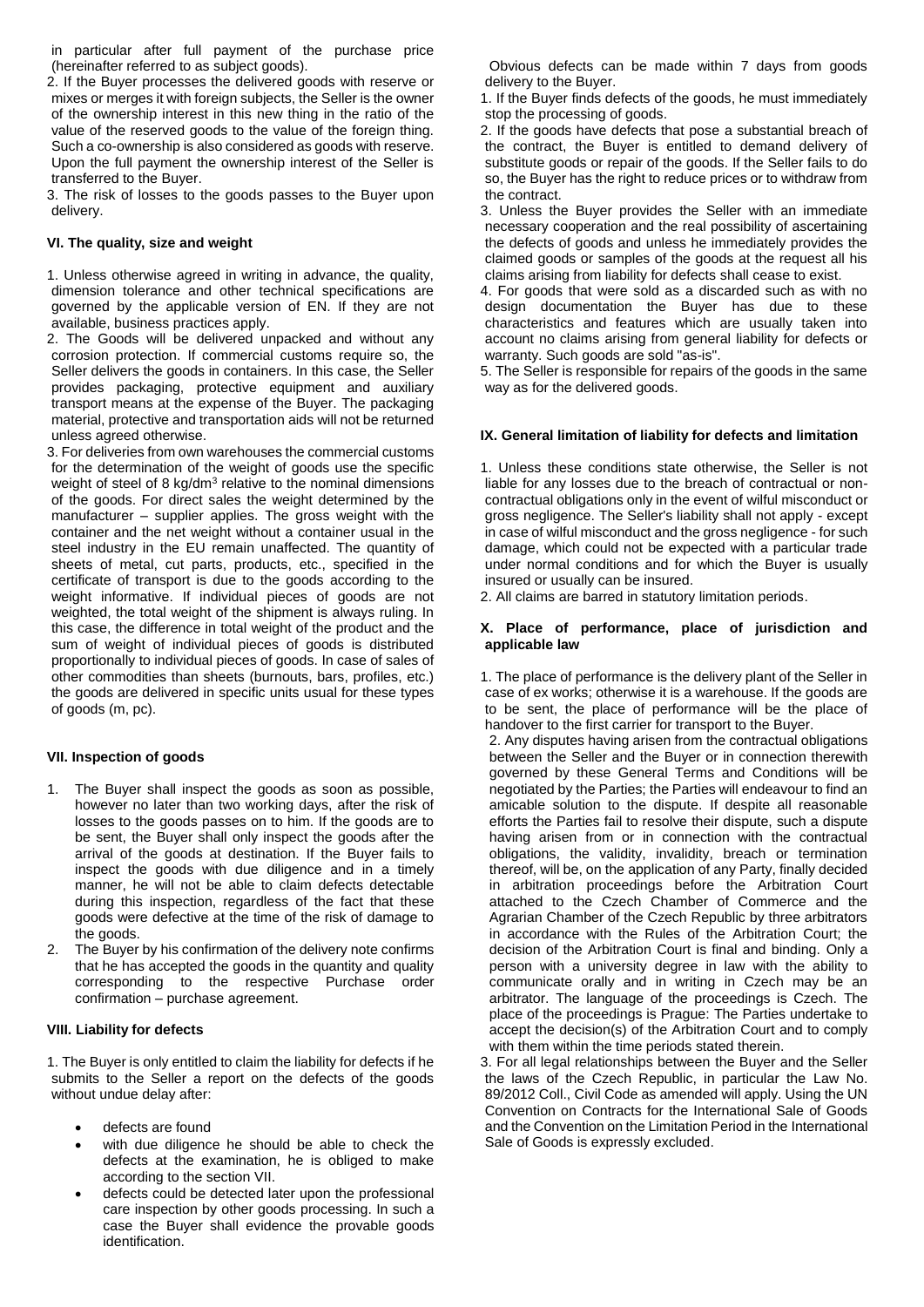in particular after full payment of the purchase price (hereinafter referred to as subject goods).

2. If the Buyer processes the delivered goods with reserve or mixes or merges it with foreign subjects, the Seller is the owner of the ownership interest in this new thing in the ratio of the value of the reserved goods to the value of the foreign thing. Such a co-ownership is also considered as goods with reserve. Upon the full payment the ownership interest of the Seller is transferred to the Buyer.

3. The risk of losses to the goods passes to the Buyer upon delivery.

### VI. The quality, size and weight

1. Unless otherwise agreed in writing in advance, the quality, dimension tolerance and other technical specifications are governed by the applicable version of EN. If they are not available, business practices apply.

2. The Goods will be delivered unpacked and without any corrosion protection. If commercial customs require so, the Seller delivers the goods in containers. In this case, the Seller provides packaging, protective equipment and auxiliary transport means at the expense of the Buyer. The packaging material, protective and transportation aids will not be returned unless agreed otherwise.

3. For deliveries from own warehouses the commercial customs for the determination of the weight of goods use the specific weight of steel of 8 kg/dm$^3$ relative to the nominal dimensions of the goods. For direct sales the weight determined by the manufacturer – supplier applies. The gross weight with the container and the net weight without a container usual in the steel industry in the EU remain unaffected. The quantity of sheets of metal, cut parts, products, etc., specified in the certificate of transport is due to the goods according to the weight informative. If individual pieces of goods are not weighted, the total weight of the shipment is always ruling. In this case, the difference in total weight of the product and the sum of weight of individual pieces of goods is distributed proportionally to individual pieces of goods. In case of sales of other commodities than sheets (burnouts, bars, profiles, etc.) the goods are delivered in specific units usual for these types of goods (m, pc).

### VII. Inspection of goods

1. The Buyer shall inspect the goods as soon as possible, however no later than two working days, after the risk of losses to the goods passes on to him. If the goods are to be sent, the Buyer shall only inspect the goods after the arrival of the goods at destination. If the Buyer fails to inspect the goods with due diligence and in a timely manner, he will not be able to claim defects detectable during this inspection, regardless of the fact that these goods were defective at the time of the risk of damage to the goods.
2. The Buyer by his confirmation of the delivery note confirms that he has accepted the goods in the quantity and quality corresponding to the respective Purchase order confirmation – purchase agreement.

### VIII. Liability for defects

1. The Buyer is only entitled to claim the liability for defects if he submits to the Seller a report on the defects of the goods without undue delay after:

- defects are found
- with due diligence he should be able to check the defects at the examination, he is obliged to make according to the section VII.
- defects could be detected later upon the professional care inspection by other goods processing. In such a case the Buyer shall evidence the provable goods identification.

Obvious defects can be made within 7 days from goods delivery to the Buyer.

1. If the Buyer finds defects of the goods, he must immediately stop the processing of goods.
2. If the goods have defects that pose a substantial breach of the contract, the Buyer is entitled to demand delivery of substitute goods or repair of the goods. If the Seller fails to do so, the Buyer has the right to reduce prices or to withdraw from the contract.
3. Unless the Buyer provides the Seller with an immediate necessary cooperation and the real possibility of ascertaining the defects of goods and unless he immediately provides the claimed goods or samples of the goods at the request all his claims arising from liability for defects shall cease to exist.
4. For goods that were sold as a discarded such as with no design documentation the Buyer has due to these characteristics and features which are usually taken into account no claims arising from general liability for defects or warranty. Such goods are sold "as-is".
5. The Seller is responsible for repairs of the goods in the same way as for the delivered goods.

### IX. General limitation of liability for defects and limitation

1. Unless these conditions state otherwise, the Seller is not liable for any losses due to the breach of contractual or non-contractual obligations only in the event of wilful misconduct or gross negligence. The Seller's liability shall not apply - except in case of wilful misconduct and the gross negligence - for such damage, which could not be expected with a particular trade under normal conditions and for which the Buyer is usually insured or usually can be insured.
2. All claims are barred in statutory limitation periods.

### X. Place of performance, place of jurisdiction and applicable law

1. The place of performance is the delivery plant of the Seller in case of ex works; otherwise it is a warehouse. If the goods are to be sent, the place of performance will be the place of handover to the first carrier for transport to the Buyer.
2. Any disputes having arisen from the contractual obligations between the Seller and the Buyer or in connection therewith governed by these General Terms and Conditions will be negotiated by the Parties; the Parties will endeavour to find an amicable solution to the dispute. If despite all reasonable efforts the Parties fail to resolve their dispute, such a dispute having arisen from or in connection with the contractual obligations, the validity, invalidity, breach or termination thereof, will be, on the application of any Party, finally decided in arbitration proceedings before the Arbitration Court attached to the Czech Chamber of Commerce and the Agrarian Chamber of the Czech Republic by three arbitrators in accordance with the Rules of the Arbitration Court; the decision of the Arbitration Court is final and binding. Only a person with a university degree in law with the ability to communicate orally and in writing in Czech may be an arbitrator. The language of the proceedings is Czech. The place of the proceedings is Prague: The Parties undertake to accept the decision(s) of the Arbitration Court and to comply with them within the time periods stated therein.
3. For all legal relationships between the Buyer and the Seller the laws of the Czech Republic, in particular the Law No. 89/2012 Coll., Civil Code as amended will apply. Using the UN Convention on Contracts for the International Sale of Goods and the Convention on the Limitation Period in the International Sale of Goods is expressly excluded.